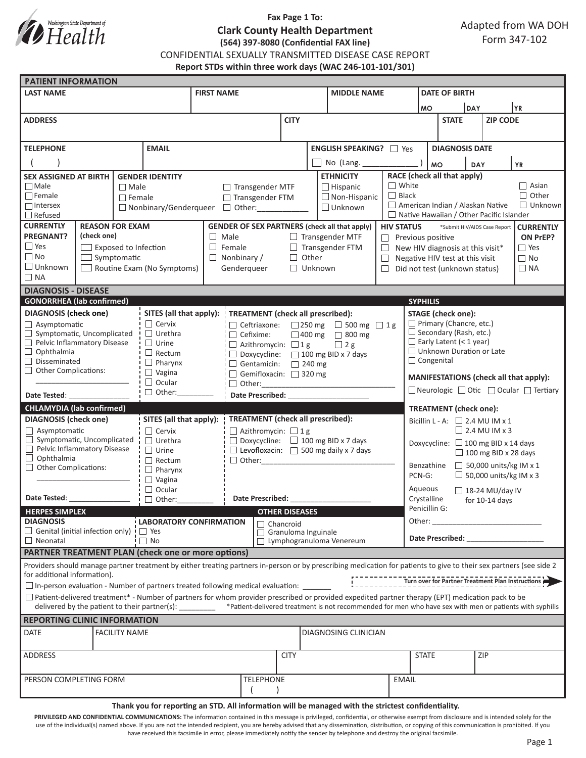Washington State Department of Health

**Fax Page 1 To:**

**Clark County Health Department**

**(564) 397-8080 (Confidential FAX line)**

CONFIDENTIAL SEXUALLY TRANSMITTED DISEASE CASE REPORT

**Report STDs within three work days (WAC 246-101-101/301)**

Adapted from WA DOH Form 347-102

## PATIENT INFORMATION

| LAST NAME | FIRST NAME | MIDDLE NAME | DATE OF BIRTH (MO / DAY / YR) |
|---|---|---|---|
| | | | |

| ADDRESS | CITY | STATE | ZIP CODE |
|---|---|---|---|
| | | | |

| TELEPHONE | EMAIL | ENGLISH SPEAKING? | DIAGNOSIS DATE (MO / DAY / YR) |
|---|---|---|---|
| ( ) | | ☐ Yes ☐ No (Lang. ____________ ) | |

**SEX ASSIGNED AT BIRTH**
- ☐ Male
- ☐ Female
- ☐ Intersex
- ☐ Refused

**GENDER IDENTITY**
- ☐ Male
- ☐ Female
- ☐ Nonbinary/Genderqueer
- ☐ Transgender MTF
- ☐ Transgender FTM
- ☐ Other:____________

**ETHNICITY**
- ☐ Hispanic
- ☐ Non-Hispanic
- ☐ Unknown

**RACE (check all that apply)**
- ☐ White
- ☐ Black
- ☐ American Indian / Alaskan Native
- ☐ Native Hawaiian / Other Pacific Islander
- ☐ Asian
- ☐ Other
- ☐ Unknown

**CURRENTLY PREGNANT?**
- ☐ Yes
- ☐ No
- ☐ Unknown
- ☐ NA

**REASON FOR EXAM (check one)**
- ☐ Exposed to Infection
- ☐ Symptomatic
- ☐ Routine Exam (No Symptoms)

**GENDER OF SEX PARTNERS (check all that apply)**
- ☐ Male
- ☐ Female
- ☐ Nonbinary / Genderqueer
- ☐ Transgender MTF
- ☐ Transgender FTM
- ☐ Other
- ☐ Unknown

**HIV STATUS** *Submit HIV/AIDS Case Report
- ☐ Previous positive
- ☐ New HIV diagnosis at this visit*
- ☐ Negative HIV test at this visit
- ☐ Did not test (unknown status)

**CURRENTLY ON PrEP?**
- ☐ Yes
- ☐ No
- ☐ NA

## DIAGNOSIS - DISEASE

### GONORRHEA (lab confirmed)

**DIAGNOSIS (check one)**
- ☐ Asymptomatic
- ☐ Symptomatic, Uncomplicated
- ☐ Pelvic Inflammatory Disease
- ☐ Ophthalmia
- ☐ Disseminated
- ☐ Other Complications: ______________________

Date Tested: _______________

**SITES (all that apply):**
- ☐ Cervix
- ☐ Urethra
- ☐ Urine
- ☐ Rectum
- ☐ Pharynx
- ☐ Vagina
- ☐ Ocular
- ☐ Other:_________

**TREATMENT (check all prescribed):**
- ☐ Ceftriaxone: ☐ 250 mg ☐ 500 mg ☐ 1 g
- ☐ Cefixime: ☐ 400 mg ☐ 800 mg
- ☐ Azithromycin: ☐ 1 g ☐ 2 g
- ☐ Doxycycline: ☐ 100 mg BID x 7 days
- ☐ Gentamicin: ☐ 240 mg
- ☐ Gemifloxacin: ☐ 320 mg
- ☐ Other:_________________________________

Date Prescribed: ____________________

### CHLAMYDIA (lab confirmed)

**DIAGNOSIS (check one)**
- ☐ Asymptomatic
- ☐ Symptomatic, Uncomplicated
- ☐ Pelvic Inflammatory Disease
- ☐ Ophthalmia
- ☐ Other Complications: ______________________

Date Tested: _______________

**SITES (all that apply):**
- ☐ Cervix
- ☐ Urethra
- ☐ Urine
- ☐ Rectum
- ☐ Pharynx
- ☐ Vagina
- ☐ Ocular
- ☐ Other:_________

**TREATMENT (check all prescribed):**
- ☐ Azithromycin: ☐ 1 g
- ☐ Doxycycline: ☐ 100 mg BID x 7 days
- ☐ Levofloxacin: ☐ 500 mg daily x 7 days
- ☐ Other:_________________________________

Date Prescribed: ____________________

### HERPES SIMPLEX

**DIAGNOSIS**
- ☐ Genital (initial infection only)
- ☐ Neonatal

**LABORATORY CONFIRMATION**
- ☐ Yes
- ☐ No

### OTHER DISEASES
- ☐ Chancroid
- ☐ Granuloma Inguinale
- ☐ Lymphogranuloma Venereum

### SYPHILIS

**STAGE (check one):**
- ☐ Primary (Chancre, etc.)
- ☐ Secondary (Rash, etc.)
- ☐ Early Latent (< 1 year)
- ☐ Unknown Duration or Late
- ☐ Congenital

**MANIFESTATIONS (check all that apply):**
☐ Neurologic ☐ Otic ☐ Ocular ☐ Tertiary

**TREATMENT (check one):**
- Bicillin L - A: ☐ 2.4 MU IM x 1 ☐ 2.4 MU IM x 3
- Doxycycline: ☐ 100 mg BID x 14 days ☐ 100 mg BID x 28 days
- Benzathine PCN-G: ☐ 50,000 units/kg IM x 1 ☐ 50,000 units/kg IM x 3
- Aqueous Crystalline Penicillin G: ☐ 18-24 MU/day IV for 10-14 days
- Other: ___________________________

Date Prescribed: ___________________

## PARTNER TREATMENT PLAN (check one or more options)

Providers should manage partner treatment by either treating partners in-person or by prescribing medication for patients to give to their sex partners (see side 2 for additional information).

**Turn over for Partner Treatment Plan Instructions**

☐ In-person evaluation - Number of partners treated following medical evaluation: _______

☐ Patient-delivered treatment* - Number of partners for whom provider prescribed or provided expedited partner therapy (EPT) medication pack to be delivered by the patient to their partner(s): ________ *Patient-delivered treatment is not recommended for men who have sex with men or patients with syphilis

## REPORTING CLINIC INFORMATION

| DATE | FACILITY NAME | DIAGNOSING CLINICIAN |
|---|---|---|
| | | |

| ADDRESS | CITY | STATE | ZIP |
|---|---|---|---|
| | | | |

| PERSON COMPLETING FORM | TELEPHONE | EMAIL |
|---|---|---|
| | ( ) | |

**Thank you for reporting an STD. All information will be managed with the strictest confidentiality.**

**PRIVILEGED AND CONFIDENTIAL COMMUNICATIONS:** The information contained in this message is privileged, confidential, or otherwise exempt from disclosure and is intended solely for the use of the individual(s) named above. If you are not the intended recipient, you are hereby advised that any dissemination, distribution, or copying of this communication is prohibited. If you have received this facsimile in error, please immediately notify the sender by telephone and destroy the original facsimile.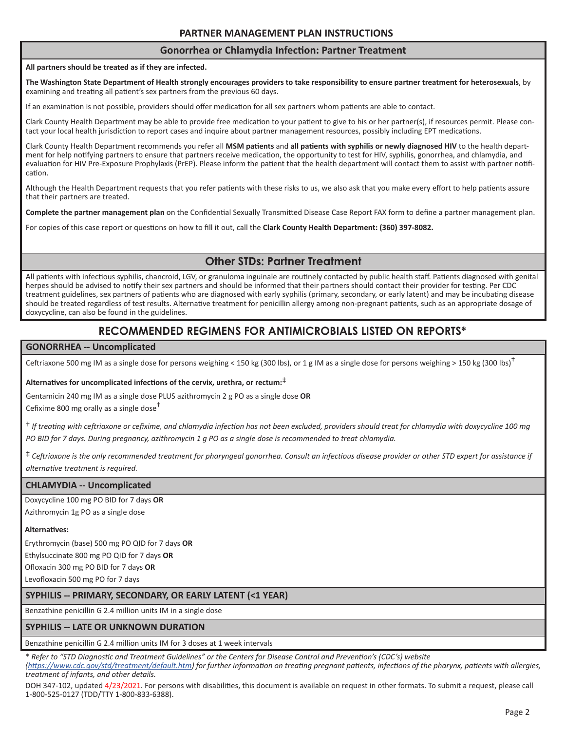# PARTNER MANAGEMENT PLAN INSTRUCTIONS

## Gonorrhea or Chlamydia Infection: Partner Treatment

**All partners should be treated as if they are infected.**

**The Washington State Department of Health strongly encourages providers to take responsibility to ensure partner treatment for heterosexuals**, by examining and treating all patient's sex partners from the previous 60 days.

If an examination is not possible, providers should offer medication for all sex partners whom patients are able to contact.

Clark County Health Department may be able to provide free medication to your patient to give to his or her partner(s), if resources permit. Please contact your local health jurisdiction to report cases and inquire about partner management resources, possibly including EPT medications.

Clark County Health Department recommends you refer all **MSM patients** and **all patients with syphilis or newly diagnosed HIV** to the health department for help notifying partners to ensure that partners receive medication, the opportunity to test for HIV, syphilis, gonorrhea, and chlamydia, and evaluation for HIV Pre-Exposure Prophylaxis (PrEP). Please inform the patient that the health department will contact them to assist with partner notification.

Although the Health Department requests that you refer patients with these risks to us, we also ask that you make every effort to help patients assure that their partners are treated.

**Complete the partner management plan** on the Confidential Sexually Transmitted Disease Case Report FAX form to define a partner management plan.

For copies of this case report or questions on how to fill it out, call the **Clark County Health Department: (360) 397-8082.**

## Other STDs: Partner Treatment

All patients with infectious syphilis, chancroid, LGV, or granuloma inguinale are routinely contacted by public health staff. Patients diagnosed with genital herpes should be advised to notify their sex partners and should be informed that their partners should contact their provider for testing. Per CDC treatment guidelines, sex partners of patients who are diagnosed with early syphilis (primary, secondary, or early latent) and may be incubating disease should be treated regardless of test results. Alternative treatment for penicillin allergy among non-pregnant patients, such as an appropriate dosage of doxycycline, can also be found in the guidelines.

# RECOMMENDED REGIMENS FOR ANTIMICROBIALS LISTED ON REPORTS*

### GONORRHEA -- Uncomplicated

Ceftriaxone 500 mg IM as a single dose for persons weighing < 150 kg (300 lbs), or 1 g IM as a single dose for persons weighing > 150 kg (300 lbs)†

**Alternatives for uncomplicated infections of the cervix, urethra, or rectum:‡**

Gentamicin 240 mg IM as a single dose PLUS azithromycin 2 g PO as a single dose **OR**
Cefixime 800 mg orally as a single dose†

† *If treating with ceftriaxone or cefixime, and chlamydia infection has not been excluded, providers should treat for chlamydia with doxycycline 100 mg PO BID for 7 days. During pregnancy, azithromycin 1 g PO as a single dose is recommended to treat chlamydia.*

‡ *Ceftriaxone is the only recommended treatment for pharyngeal gonorrhea. Consult an infectious disease provider or other STD expert for assistance if alternative treatment is required.*

### CHLAMYDIA -- Uncomplicated

Doxycycline 100 mg PO BID for 7 days **OR**
Azithromycin 1g PO as a single dose

**Alternatives:**

Erythromycin (base) 500 mg PO QID for 7 days **OR**
Ethylsuccinate 800 mg PO QID for 7 days **OR**
Ofloxacin 300 mg PO BID for 7 days **OR**
Levofloxacin 500 mg PO for 7 days

### SYPHILIS -- PRIMARY, SECONDARY, OR EARLY LATENT (<1 YEAR)

Benzathine penicillin G 2.4 million units IM in a single dose

### SYPHILIS -- LATE OR UNKNOWN DURATION

Benzathine penicillin G 2.4 million units IM for 3 doses at 1 week intervals

\* *Refer to "STD Diagnostic and Treatment Guidelines" or the Centers for Disease Control and Prevention's (CDC's) website ([https://www.cdc.gov/std/treatment/default.htm](https://www.cdc.gov/std/treatment/default.htm)) for further information on treating pregnant patients, infections of the pharynx, patients with allergies, treatment of infants, and other details.*

DOH 347-102, updated 4/23/2021. For persons with disabilities, this document is available on request in other formats. To submit a request, please call 1-800-525-0127 (TDD/TTY 1-800-833-6388).